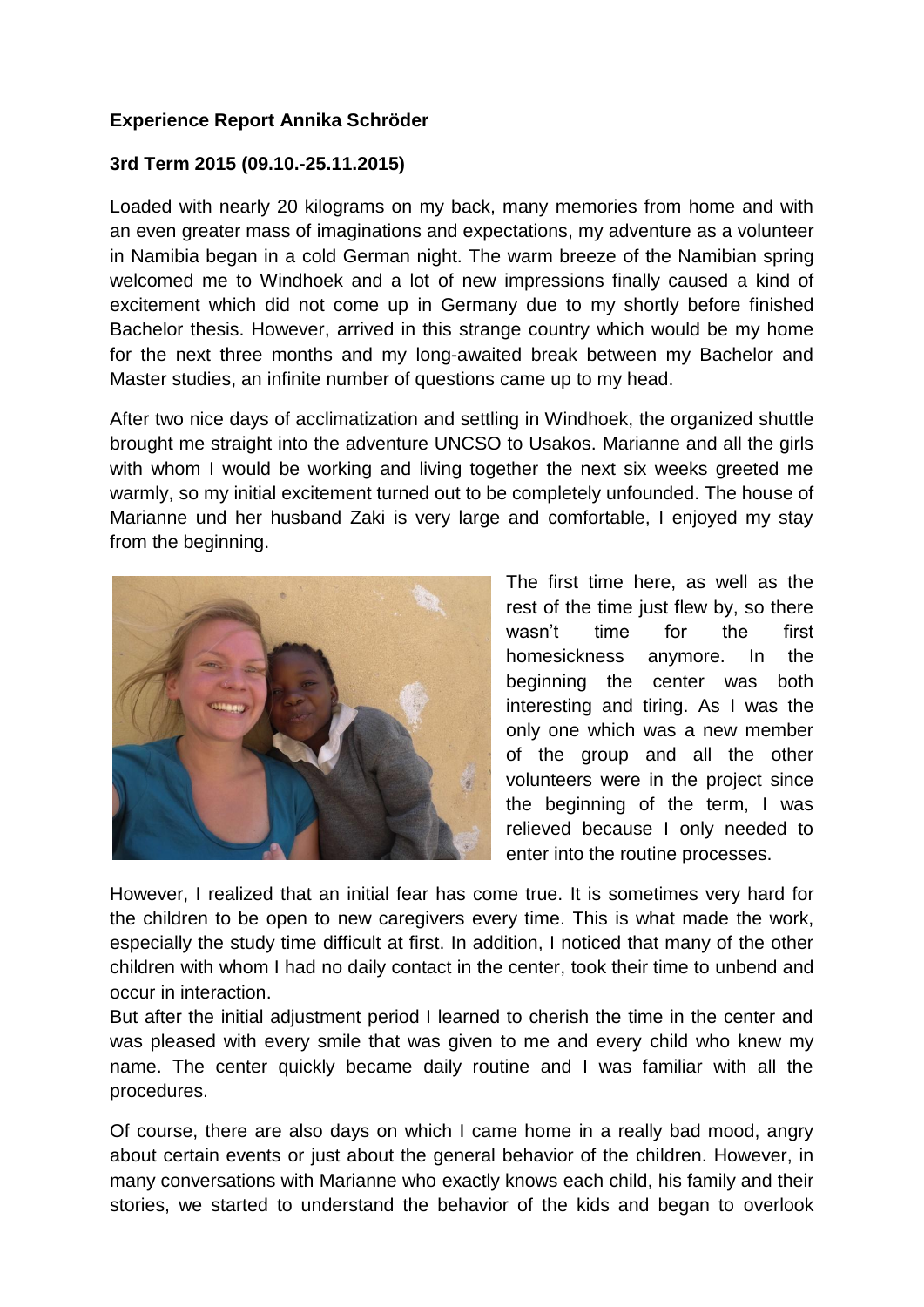**Experience Report Annika Schröder**

**3rd Term 2015 (09.10.-25.11.2015)**

Loaded with nearly 20 kilograms on my back, many memories from home and with an even greater mass of imaginations and expectations, my adventure as a volunteer in Namibia began in a cold German night. The warm breeze of the Namibian spring welcomed me to Windhoek and a lot of new impressions finally caused a kind of excitement which did not come up in Germany due to my shortly before finished Bachelor thesis. However, arrived in this strange country which would be my home for the next three months and my long-awaited break between my Bachelor and Master studies, an infinite number of questions came up to my head.

After two nice days of acclimatization and settling in Windhoek, the organized shuttle brought me straight into the adventure UNCSO to Usakos. Marianne and all the girls with whom I would be working and living together the next six weeks greeted me warmly, so my initial excitement turned out to be completely unfounded. The house of Marianne und her husband Zaki is very large and comfortable, I enjoyed my stay from the beginning.

The first time here, as well as the rest of the time just flew by, so there wasn't time for the first homesickness anymore. In the beginning the center was both interesting and tiring. As I was the only one which was a new member of the group and all the other volunteers were in the project since the beginning of the term, I was relieved because I only needed to enter into the routine processes.

However, I realized that an initial fear has come true. It is sometimes very hard for the children to be open to new caregivers every time. This is what made the work, especially the study time difficult at first. In addition, I noticed that many of the other children with whom I had no daily contact in the center, took their time to unbend and occur in interaction.

But after the initial adjustment period I learned to cherish the time in the center and was pleased with every smile that was given to me and every child who knew my name. The center quickly became daily routine and I was familiar with all the procedures.

Of course, there are also days on which I came home in a really bad mood, angry about certain events or just about the general behavior of the children. However, in many conversations with Marianne who exactly knows each child, his family and their stories, we started to understand the behavior of the kids and began to overlook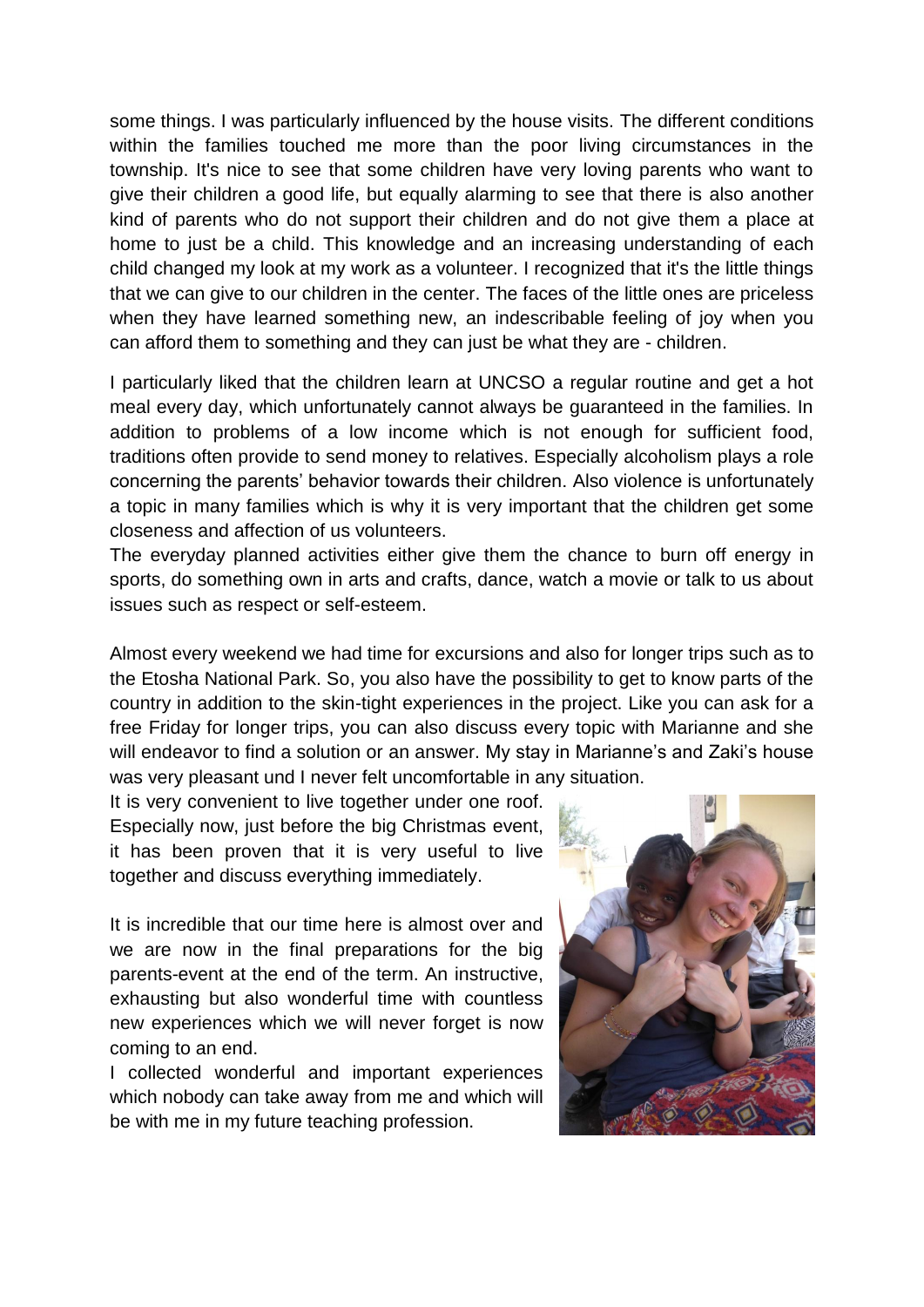some things. I was particularly influenced by the house visits. The different conditions within the families touched me more than the poor living circumstances in the township. It's nice to see that some children have very loving parents who want to give their children a good life, but equally alarming to see that there is also another kind of parents who do not support their children and do not give them a place at home to just be a child. This knowledge and an increasing understanding of each child changed my look at my work as a volunteer. I recognized that it's the little things that we can give to our children in the center. The faces of the little ones are priceless when they have learned something new, an indescribable feeling of joy when you can afford them to something and they can just be what they are - children.

I particularly liked that the children learn at UNCSO a regular routine and get a hot meal every day, which unfortunately cannot always be guaranteed in the families. In addition to problems of a low income which is not enough for sufficient food, traditions often provide to send money to relatives. Especially alcoholism plays a role concerning the parents' behavior towards their children. Also violence is unfortunately a topic in many families which is why it is very important that the children get some closeness and affection of us volunteers.
The everyday planned activities either give them the chance to burn off energy in sports, do something own in arts and crafts, dance, watch a movie or talk to us about issues such as respect or self-esteem.

Almost every weekend we had time for excursions and also for longer trips such as to the Etosha National Park. So, you also have the possibility to get to know parts of the country in addition to the skin-tight experiences in the project. Like you can ask for a free Friday for longer trips, you can also discuss every topic with Marianne and she will endeavor to find a solution or an answer. My stay in Marianne's and Zaki's house was very pleasant und I never felt uncomfortable in any situation.
It is very convenient to live together under one roof. Especially now, just before the big Christmas event, it has been proven that it is very useful to live together and discuss everything immediately.

It is incredible that our time here is almost over and we are now in the final preparations for the big parents-event at the end of the term. An instructive, exhausting but also wonderful time with countless new experiences which we will never forget is now coming to an end.
I collected wonderful and important experiences which nobody can take away from me and which will be with me in my future teaching profession.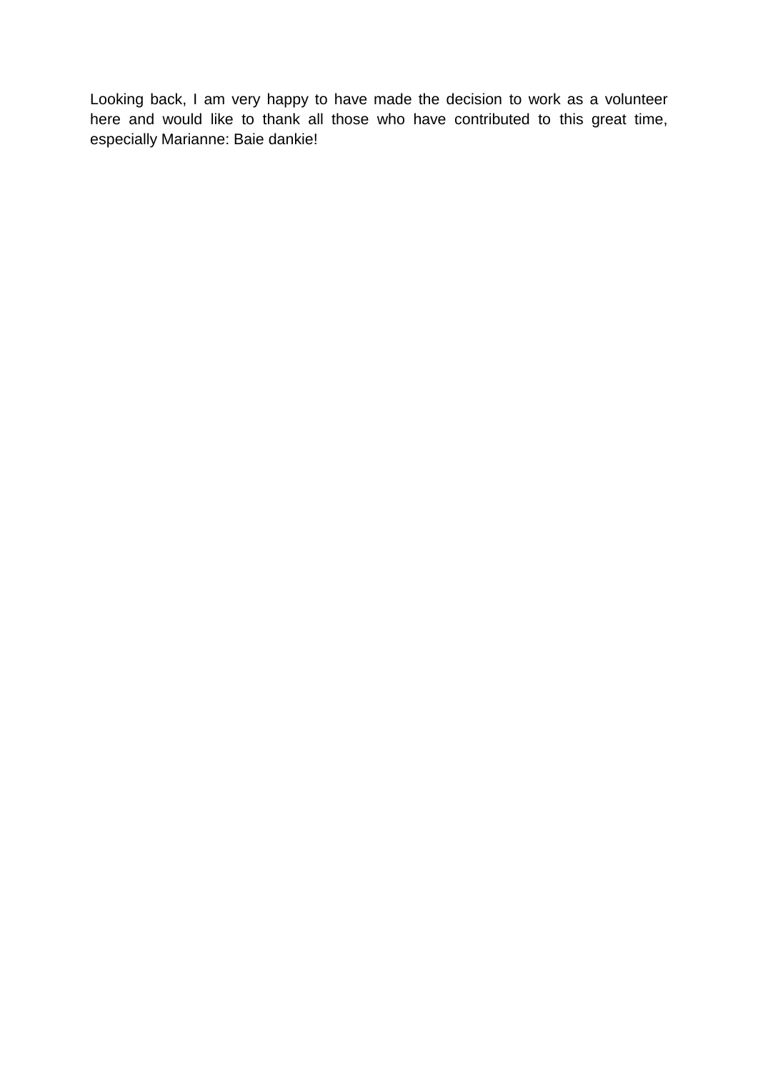Looking back, I am very happy to have made the decision to work as a volunteer here and would like to thank all those who have contributed to this great time, especially Marianne: Baie dankie!